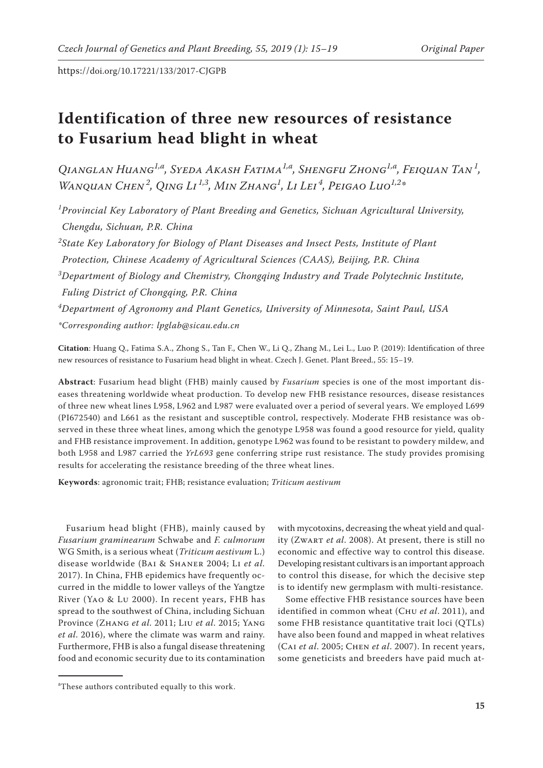https://doi.org/10.17221/133/2017-CJGPB

# Identification of three new resources of resistance to Fusarium head blight in wheat

*Qianglan Huang[1,a], Syeda Akash Fatima[1,a], Shengfu Zhong[1,a], Feiquan Tan[1], Wanquan Chen[2], Qing Li[1,3], Min Zhang[1], Li Lei[4], Peigao Luo[1,2]\**

[1]*Provincial Key Laboratory of Plant Breeding and Genetics, Sichuan Agricultural University, Chengdu, Sichuan, P.R. China*

[2]*State Key Laboratory for Biology of Plant Diseases and Insect Pests, Institute of Plant Protection, Chinese Academy of Agricultural Sciences (CAAS), Beijing, P.R. China*

[3]*Department of Biology and Chemistry, Chongqing Industry and Trade Polytechnic Institute, Fuling District of Chongqing, P.R. China*

[4]*Department of Agronomy and Plant Genetics, University of Minnesota, Saint Paul, USA*

*\*Corresponding author: lpglab@sicau.edu.cn*

**Citation**: Huang Q., Fatima S.A., Zhong S., Tan F., Chen W., Li Q., Zhang M., Lei L., Luo P. (2019): Identification of three new resources of resistance to Fusarium head blight in wheat. Czech J. Genet. Plant Breed., 55: 15–19.

**Abstract**: Fusarium head blight (FHB) mainly caused by *Fusarium* species is one of the most important diseases threatening worldwide wheat production. To develop new FHB resistance resources, disease resistances of three new wheat lines L958, L962 and L987 were evaluated over a period of several years. We employed L699 (PI672540) and L661 as the resistant and susceptible control, respectively. Moderate FHB resistance was observed in these three wheat lines, among which the genotype L958 was found a good resource for yield, quality and FHB resistance improvement. In addition, genotype L962 was found to be resistant to powdery mildew, and both L958 and L987 carried the *YrL693* gene conferring stripe rust resistance. The study provides promising results for accelerating the resistance breeding of the three wheat lines.

**Keywords**: agronomic trait; FHB; resistance evaluation; *Triticum aestivum*

Fusarium head blight (FHB), mainly caused by *Fusarium graminearum* Schwabe and *F. culmorum* WG Smith, is a serious wheat (*Triticum aestivum* L.) disease worldwide (Bai & Shaner 2004; Li *et al.* 2017). In China, FHB epidemics have frequently occurred in the middle to lower valleys of the Yangtze River (Yao & Lu 2000). In recent years, FHB has spread to the southwest of China, including Sichuan Province (Zhang *et al.* 2011; Liu *et al.* 2015; Yang *et al.* 2016), where the climate was warm and rainy. Furthermore, FHB is also a fungal disease threatening food and economic security due to its contamination with mycotoxins, decreasing the wheat yield and quality (Zwart *et al.* 2008). At present, there is still no economic and effective way to control this disease. Developing resistant cultivars is an important approach to control this disease, for which the decisive step is to identify new germplasm with multi-resistance.

Some effective FHB resistance sources have been identified in common wheat (Chu *et al.* 2011), and some FHB resistance quantitative trait loci (QTLs) have also been found and mapped in wheat relatives (Cai *et al.* 2005; Chen *et al.* 2007). In recent years, some geneticists and breeders have paid much at-

[a]These authors contributed equally to this work.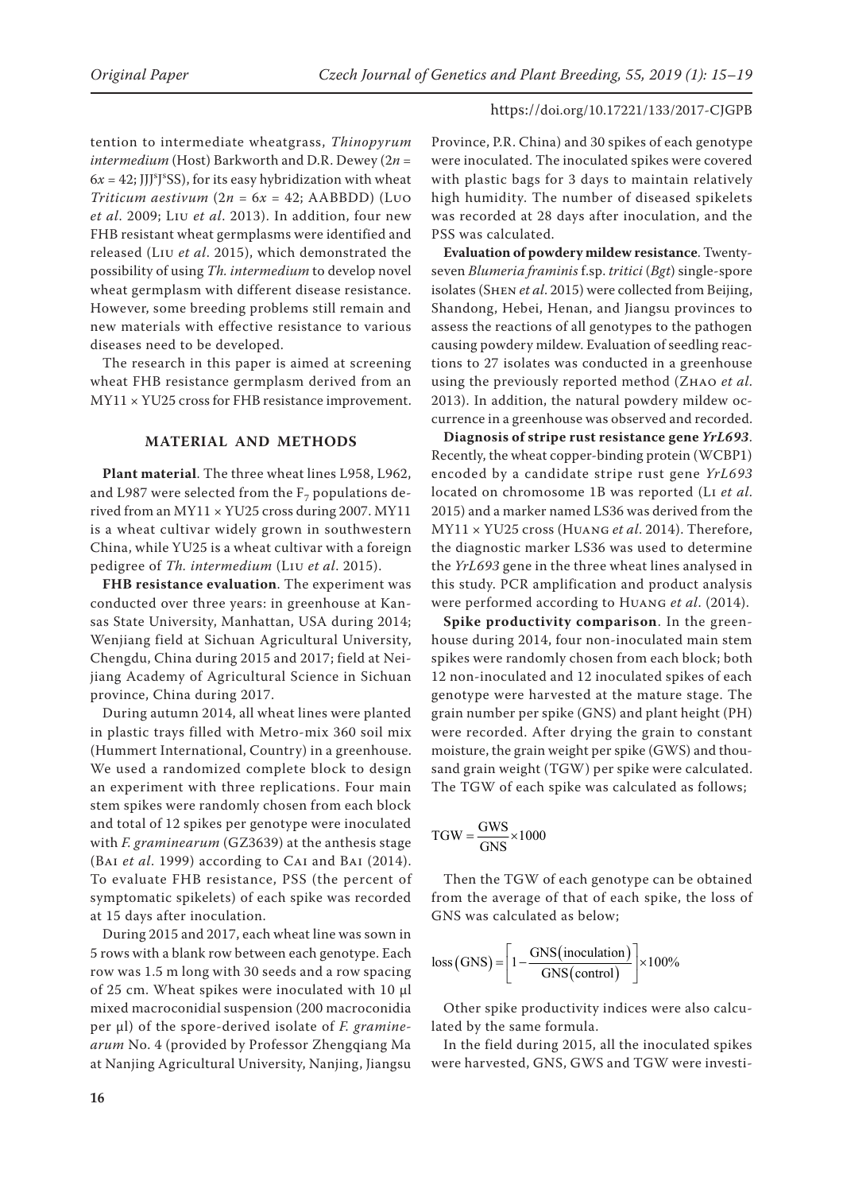tention to intermediate wheatgrass, *Thinopyrum intermedium* (Host) Barkworth and D.R. Dewey ($2n = 6x = 42$; $JJJ^sJ^sSS$), for its easy hybridization with wheat *Triticum aestivum* ($2n = 6x = 42$; AABBDD) (Luo *et al*. 2009; Liu *et al*. 2013). In addition, four new FHB resistant wheat germplasms were identified and released (Liu *et al*. 2015), which demonstrated the possibility of using *Th. intermedium* to develop novel wheat germplasm with different disease resistance. However, some breeding problems still remain and new materials with effective resistance to various diseases need to be developed.

The research in this paper is aimed at screening wheat FHB resistance germplasm derived from an MY11 × YU25 cross for FHB resistance improvement.

## MATERIAL AND METHODS

**Plant material**. The three wheat lines L958, L962, and L987 were selected from the $F_7$ populations derived from an MY11 × YU25 cross during 2007. MY11 is a wheat cultivar widely grown in southwestern China, while YU25 is a wheat cultivar with a foreign pedigree of *Th. intermedium* (Liu *et al*. 2015).

**FHB resistance evaluation**. The experiment was conducted over three years: in greenhouse at Kansas State University, Manhattan, USA during 2014; Wenjiang field at Sichuan Agricultural University, Chengdu, China during 2015 and 2017; field at Neijiang Academy of Agricultural Science in Sichuan province, China during 2017.

During autumn 2014, all wheat lines were planted in plastic trays filled with Metro-mix 360 soil mix (Hummert International, Country) in a greenhouse. We used a randomized complete block to design an experiment with three replications. Four main stem spikes were randomly chosen from each block and total of 12 spikes per genotype were inoculated with *F. graminearum* (GZ3639) at the anthesis stage (Bai *et al*. 1999) according to Cai and Bai (2014). To evaluate FHB resistance, PSS (the percent of symptomatic spikelets) of each spike was recorded at 15 days after inoculation.

During 2015 and 2017, each wheat line was sown in 5 rows with a blank row between each genotype. Each row was 1.5 m long with 30 seeds and a row spacing of 25 cm. Wheat spikes were inoculated with 10 µl mixed macroconidial suspension (200 macroconidia per µl) of the spore-derived isolate of *F. graminearum* No. 4 (provided by Professor Zhengqiang Ma at Nanjing Agricultural University, Nanjing, Jiangsu Province, P.R. China) and 30 spikes of each genotype were inoculated. The inoculated spikes were covered with plastic bags for 3 days to maintain relatively high humidity. The number of diseased spikelets was recorded at 28 days after inoculation, and the PSS was calculated.

**Evaluation of powdery mildew resistance**. Twenty-seven *Blumeria framinis* f.sp. *tritici* (*Bgt*) single-spore isolates (Shen *et al*. 2015) were collected from Beijing, Shandong, Hebei, Henan, and Jiangsu provinces to assess the reactions of all genotypes to the pathogen causing powdery mildew. Evaluation of seedling reactions to 27 isolates was conducted in a greenhouse using the previously reported method (Zhao *et al*. 2013). In addition, the natural powdery mildew occurrence in a greenhouse was observed and recorded.

**Diagnosis of stripe rust resistance gene *YrL693***. Recently, the wheat copper-binding protein (WCBP1) encoded by a candidate stripe rust gene *YrL693* located on chromosome 1B was reported (Li *et al*. 2015) and a marker named LS36 was derived from the MY11 × YU25 cross (Huang *et al*. 2014). Therefore, the diagnostic marker LS36 was used to determine the *YrL693* gene in the three wheat lines analysed in this study. PCR amplification and product analysis were performed according to Huang *et al*. (2014).

**Spike productivity comparison**. In the greenhouse during 2014, four non-inoculated main stem spikes were randomly chosen from each block; both 12 non-inoculated and 12 inoculated spikes of each genotype were harvested at the mature stage. The grain number per spike (GNS) and plant height (PH) were recorded. After drying the grain to constant moisture, the grain weight per spike (GWS) and thousand grain weight (TGW) per spike were calculated. The TGW of each spike was calculated as follows;

$$\mathrm{TGW} = \frac{\mathrm{GWS}}{\mathrm{GNS}} \times 1000$$

Then the TGW of each genotype can be obtained from the average of that of each spike, the loss of GNS was calculated as below;

$$\mathrm{loss}(\mathrm{GNS}) = \left[1 - \frac{\mathrm{GNS}(\mathrm{inoculation})}{\mathrm{GNS}(\mathrm{control})}\right] \times 100\%$$

Other spike productivity indices were also calculated by the same formula.

In the field during 2015, all the inoculated spikes were harvested, GNS, GWS and TGW were investi-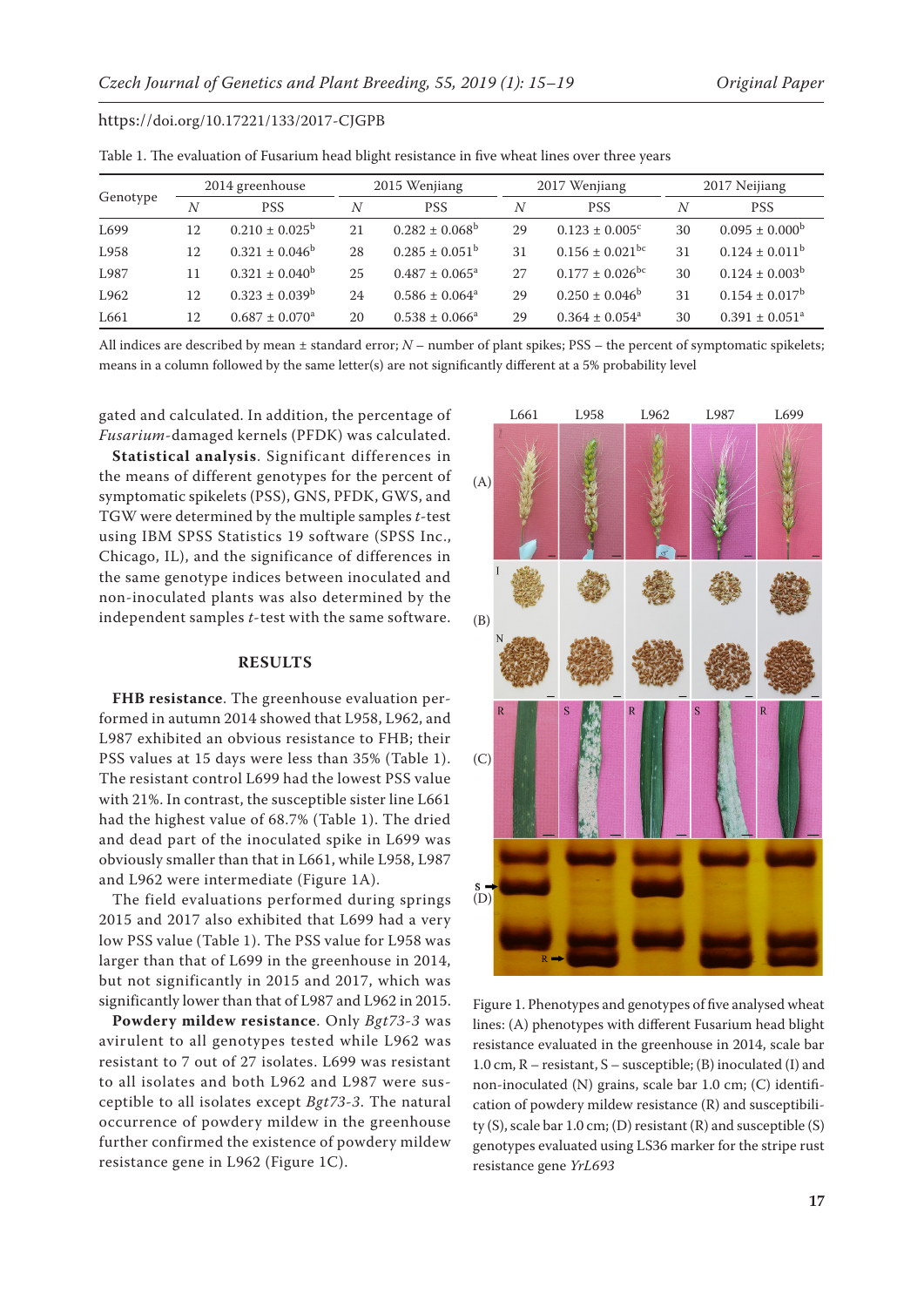https://doi.org/10.17221/133/2017-CJGPB

Table 1. The evaluation of Fusarium head blight resistance in five wheat lines over three years

| Genotype | 2014 greenhouse | | 2015 Wenjiang | | 2017 Wenjiang | | 2017 Neijiang | |
|---|---|---|---|---|---|---|---|---|
| | *N* | PSS | *N* | PSS | *N* | PSS | *N* | PSS |
| L699 | 12 | 0.210 ± 0.025[b] | 21 | 0.282 ± 0.068[b] | 29 | 0.123 ± 0.005[c] | 30 | 0.095 ± 0.000[b] |
| L958 | 12 | 0.321 ± 0.046[b] | 28 | 0.285 ± 0.051[b] | 31 | 0.156 ± 0.021[bc] | 31 | 0.124 ± 0.011[b] |
| L987 | 11 | 0.321 ± 0.040[b] | 25 | 0.487 ± 0.065[a] | 27 | 0.177 ± 0.026[bc] | 30 | 0.124 ± 0.003[b] |
| L962 | 12 | 0.323 ± 0.039[b] | 24 | 0.586 ± 0.064[a] | 29 | 0.250 ± 0.046[b] | 31 | 0.154 ± 0.017[b] |
| L661 | 12 | 0.687 ± 0.070[a] | 20 | 0.538 ± 0.066[a] | 29 | 0.364 ± 0.054[a] | 30 | 0.391 ± 0.051[a] |

All indices are described by mean ± standard error; *N* – number of plant spikes; PSS – the percent of symptomatic spikelets; means in a column followed by the same letter(s) are not significantly different at a 5% probability level

gated and calculated. In addition, the percentage of *Fusarium*-damaged kernels (PFDK) was calculated.

**Statistical analysis**. Significant differences in the means of different genotypes for the percent of symptomatic spikelets (PSS), GNS, PFDK, GWS, and TGW were determined by the multiple samples *t*-test using IBM SPSS Statistics 19 software (SPSS Inc., Chicago, IL), and the significance of differences in the same genotype indices between inoculated and non-inoculated plants was also determined by the independent samples *t*-test with the same software.

## RESULTS

**FHB resistance**. The greenhouse evaluation performed in autumn 2014 showed that L958, L962, and L987 exhibited an obvious resistance to FHB; their PSS values at 15 days were less than 35% (Table 1). The resistant control L699 had the lowest PSS value with 21%. In contrast, the susceptible sister line L661 had the highest value of 68.7% (Table 1). The dried and dead part of the inoculated spike in L699 was obviously smaller than that in L661, while L958, L987 and L962 were intermediate (Figure 1A).

The field evaluations performed during springs 2015 and 2017 also exhibited that L699 had a very low PSS value (Table 1). The PSS value for L958 was larger than that of L699 in the greenhouse in 2014, but not significantly in 2015 and 2017, which was significantly lower than that of L987 and L962 in 2015.

**Powdery mildew resistance**. Only *Bgt73-3* was avirulent to all genotypes tested while L962 was resistant to 7 out of 27 isolates. L699 was resistant to all isolates and both L962 and L987 were susceptible to all isolates except *Bgt73-3*. The natural occurrence of powdery mildew in the greenhouse further confirmed the existence of powdery mildew resistance gene in L962 (Figure 1C).

Figure 1. Phenotypes and genotypes of five analysed wheat lines: (A) phenotypes with different Fusarium head blight resistance evaluated in the greenhouse in 2014, scale bar 1.0 cm, R – resistant, S – susceptible; (B) inoculated (I) and non-inoculated (N) grains, scale bar 1.0 cm; (C) identification of powdery mildew resistance (R) and susceptibility (S), scale bar 1.0 cm; (D) resistant (R) and susceptible (S) genotypes evaluated using LS36 marker for the stripe rust resistance gene *YrL693*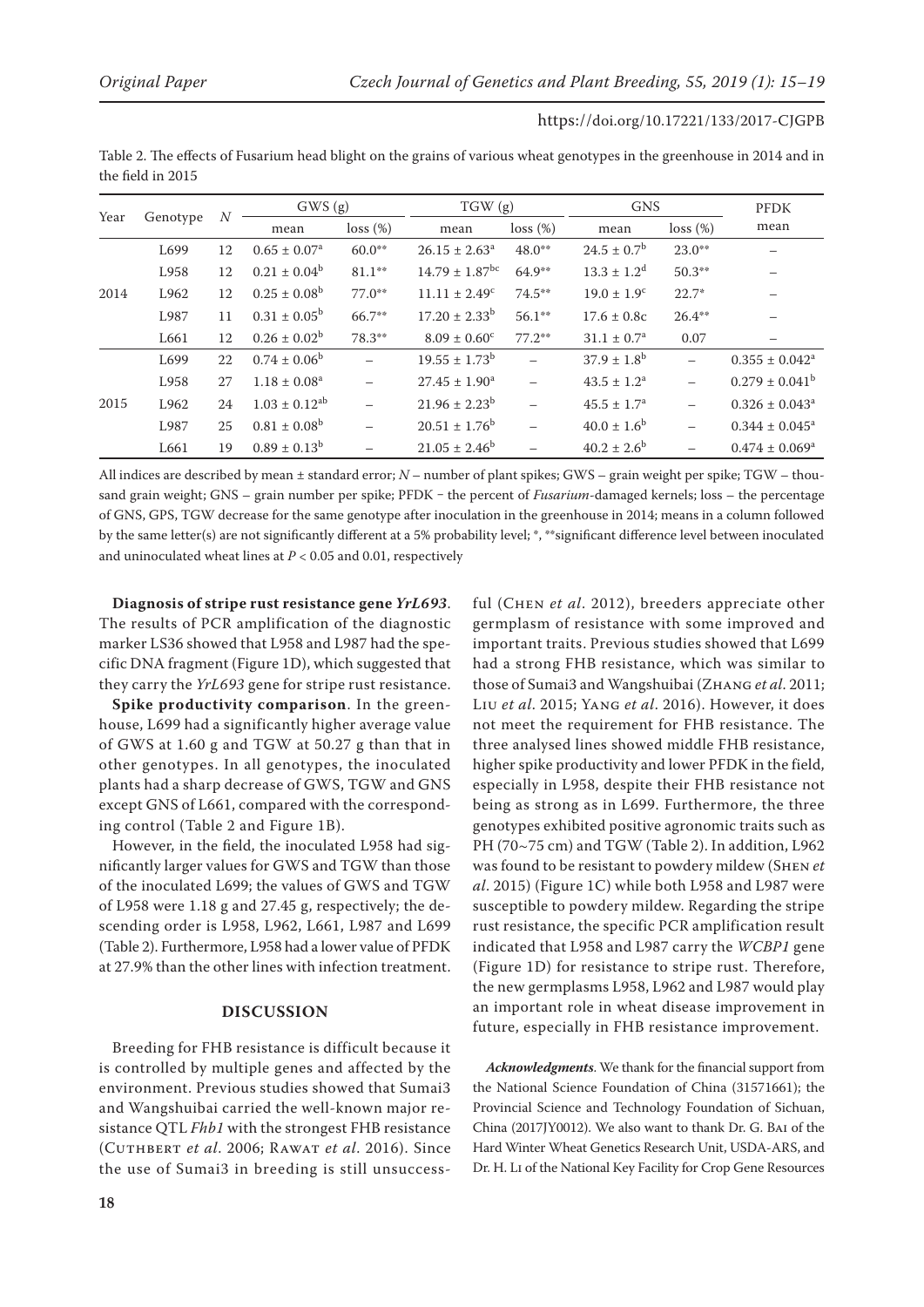Table 2. The effects of Fusarium head blight on the grains of various wheat genotypes in the greenhouse in 2014 and in the field in 2015

| Year | Genotype | $N$ | GWS (g) | | TGW (g) | | GNS | | PFDK |
|---|---|---|---|---|---|---|---|---|---|
| | | | mean | loss (%) | mean | loss (%) | mean | loss (%) | mean |
| 2014 | L699 | 12 | $0.65 \pm 0.07^{a}$ | 60.0** | $26.15 \pm 2.63^{a}$ | 48.0** | $24.5 \pm 0.7^{b}$ | 23.0** | – |
| | L958 | 12 | $0.21 \pm 0.04^{b}$ | 81.1** | $14.79 \pm 1.87^{bc}$ | 64.9** | $13.3 \pm 1.2^{d}$ | 50.3** | – |
| | L962 | 12 | $0.25 \pm 0.08^{b}$ | 77.0** | $11.11 \pm 2.49^{c}$ | 74.5** | $19.0 \pm 1.9^{c}$ | 22.7* | – |
| | L987 | 11 | $0.31 \pm 0.05^{b}$ | 66.7** | $17.20 \pm 2.33^{b}$ | 56.1** | $17.6 \pm 0.8c$ | 26.4** | – |
| | L661 | 12 | $0.26 \pm 0.02^{b}$ | 78.3** | $8.09 \pm 0.60^{c}$ | 77.2** | $31.1 \pm 0.7^{a}$ | 0.07 | – |
| 2015 | L699 | 22 | $0.74 \pm 0.06^{b}$ | – | $19.55 \pm 1.73^{b}$ | – | $37.9 \pm 1.8^{b}$ | – | $0.355 \pm 0.042^{a}$ |
| | L958 | 27 | $1.18 \pm 0.08^{a}$ | – | $27.45 \pm 1.90^{a}$ | – | $43.5 \pm 1.2^{a}$ | – | $0.279 \pm 0.041^{b}$ |
| | L962 | 24 | $1.03 \pm 0.12^{ab}$ | – | $21.96 \pm 2.23^{b}$ | – | $45.5 \pm 1.7^{a}$ | – | $0.326 \pm 0.043^{a}$ |
| | L987 | 25 | $0.81 \pm 0.08^{b}$ | – | $20.51 \pm 1.76^{b}$ | – | $40.0 \pm 1.6^{b}$ | – | $0.344 \pm 0.045^{a}$ |
| | L661 | 19 | $0.89 \pm 0.13^{b}$ | – | $21.05 \pm 2.46^{b}$ | – | $40.2 \pm 2.6^{b}$ | – | $0.474 \pm 0.069^{a}$ |

All indices are described by mean ± standard error; $N$ – number of plant spikes; GWS – grain weight per spike; TGW – thousand grain weight; GNS – grain number per spike; PFDK ‑ the percent of *Fusarium*-damaged kernels; loss – the percentage of GNS, GPS, TGW decrease for the same genotype after inoculation in the greenhouse in 2014; means in a column followed by the same letter(s) are not significantly different at a 5% probability level; *, **significant difference level between inoculated and uninoculated wheat lines at $P < 0.05$ and 0.01, respectively

**Diagnosis of stripe rust resistance gene *YrL693*.** The results of PCR amplification of the diagnostic marker LS36 showed that L958 and L987 had the specific DNA fragment (Figure 1D), which suggested that they carry the *YrL693* gene for stripe rust resistance.

**Spike productivity comparison**. In the greenhouse, L699 had a significantly higher average value of GWS at 1.60 g and TGW at 50.27 g than that in other genotypes. In all genotypes, the inoculated plants had a sharp decrease of GWS, TGW and GNS except GNS of L661, compared with the corresponding control (Table 2 and Figure 1B).

However, in the field, the inoculated L958 had significantly larger values for GWS and TGW than those of the inoculated L699; the values of GWS and TGW of L958 were 1.18 g and 27.45 g, respectively; the descending order is L958, L962, L661, L987 and L699 (Table 2). Furthermore, L958 had a lower value of PFDK at 27.9% than the other lines with infection treatment.

## DISCUSSION

Breeding for FHB resistance is difficult because it is controlled by multiple genes and affected by the environment. Previous studies showed that Sumai3 and Wangshuibai carried the well-known major resistance QTL *Fhb1* with the strongest FHB resistance (Cuthbert *et al*. 2006; Rawat *et al*. 2016). Since the use of Sumai3 in breeding is still unsuccessful (Chen *et al*. 2012), breeders appreciate other germplasm of resistance with some improved and important traits. Previous studies showed that L699 had a strong FHB resistance, which was similar to those of Sumai3 and Wangshuibai (Zhang *et al*. 2011; Liu *et al*. 2015; Yang *et al*. 2016). However, it does not meet the requirement for FHB resistance. The three analysed lines showed middle FHB resistance, higher spike productivity and lower PFDK in the field, especially in L958, despite their FHB resistance not being as strong as in L699. Furthermore, the three genotypes exhibited positive agronomic traits such as PH (70~75 cm) and TGW (Table 2). In addition, L962 was found to be resistant to powdery mildew (Shen *et al*. 2015) (Figure 1C) while both L958 and L987 were susceptible to powdery mildew. Regarding the stripe rust resistance, the specific PCR amplification result indicated that L958 and L987 carry the *WCBP1* gene (Figure 1D) for resistance to stripe rust. Therefore, the new germplasms L958, L962 and L987 would play an important role in wheat disease improvement in future, especially in FHB resistance improvement.

***Acknowledgments***. We thank for the financial support from the National Science Foundation of China (31571661); the Provincial Science and Technology Foundation of Sichuan, China (2017JY0012). We also want to thank Dr. G. Bai of the Hard Winter Wheat Genetics Research Unit, USDA-ARS, and Dr. H. Li of the National Key Facility for Crop Gene Resources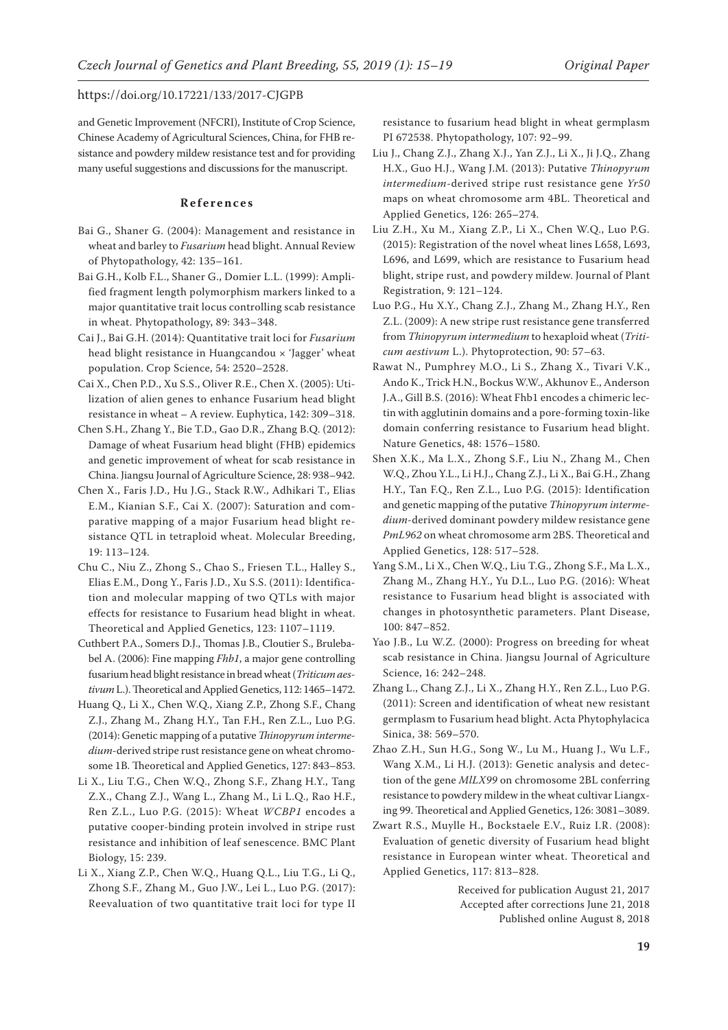and Genetic Improvement (NFCRI), Institute of Crop Science, Chinese Academy of Agricultural Sciences, China, for FHB resistance and powdery mildew resistance test and for providing many useful suggestions and discussions for the manuscript.

## References

Bai G., Shaner G. (2004): Management and resistance in wheat and barley to *Fusarium* head blight. Annual Review of Phytopathology, 42: 135–161.

Bai G.H., Kolb F.L., Shaner G., Domier L.L. (1999): Amplified fragment length polymorphism markers linked to a major quantitative trait locus controlling scab resistance in wheat. Phytopathology, 89: 343–348.

Cai J., Bai G.H. (2014): Quantitative trait loci for *Fusarium* head blight resistance in Huangcandou × 'Jagger' wheat population. Crop Science, 54: 2520–2528.

Cai X., Chen P.D., Xu S.S., Oliver R.E., Chen X. (2005): Utilization of alien genes to enhance Fusarium head blight resistance in wheat – A review. Euphytica, 142: 309–318.

Chen S.H., Zhang Y., Bie T.D., Gao D.R., Zhang B.Q. (2012): Damage of wheat Fusarium head blight (FHB) epidemics and genetic improvement of wheat for scab resistance in China. Jiangsu Journal of Agriculture Science, 28: 938–942.

Chen X., Faris J.D., Hu J.G., Stack R.W., Adhikari T., Elias E.M., Kianian S.F., Cai X. (2007): Saturation and comparative mapping of a major Fusarium head blight resistance QTL in tetraploid wheat. Molecular Breeding, 19: 113–124.

Chu C., Niu Z., Zhong S., Chao S., Friesen T.L., Halley S., Elias E.M., Dong Y., Faris J.D., Xu S.S. (2011): Identification and molecular mapping of two QTLs with major effects for resistance to Fusarium head blight in wheat. Theoretical and Applied Genetics, 123: 1107–1119.

Cuthbert P.A., Somers D.J., Thomas J.B., Cloutier S., Brulebabel A. (2006): Fine mapping *Fhb1*, a major gene controlling fusarium head blight resistance in bread wheat (*Triticum aestivum* L.). Theoretical and Applied Genetics, 112: 1465–1472.

Huang Q., Li X., Chen W.Q., Xiang Z.P., Zhong S.F., Chang Z.J., Zhang M., Zhang H.Y., Tan F.H., Ren Z.L., Luo P.G. (2014): Genetic mapping of a putative *Thinopyrum intermedium*-derived stripe rust resistance gene on wheat chromosome 1B. Theoretical and Applied Genetics, 127: 843–853.

Li X., Liu T.G., Chen W.Q., Zhong S.F., Zhang H.Y., Tang Z.X., Chang Z.J., Wang L., Zhang M., Li L.Q., Rao H.F., Ren Z.L., Luo P.G. (2015): Wheat *WCBP1* encodes a putative cooper-binding protein involved in stripe rust resistance and inhibition of leaf senescence. BMC Plant Biology, 15: 239.

Li X., Xiang Z.P., Chen W.Q., Huang Q.L., Liu T.G., Li Q., Zhong S.F., Zhang M., Guo J.W., Lei L., Luo P.G. (2017): Reevaluation of two quantitative trait loci for type II resistance to fusarium head blight in wheat germplasm PI 672538. Phytopathology, 107: 92–99.

Liu J., Chang Z.J., Zhang X.J., Yan Z.J., Li X., Ji J.Q., Zhang H.X., Guo H.J., Wang J.M. (2013): Putative *Thinopyrum intermedium*-derived stripe rust resistance gene *Yr50* maps on wheat chromosome arm 4BL. Theoretical and Applied Genetics, 126: 265–274.

Liu Z.H., Xu M., Xiang Z.P., Li X., Chen W.Q., Luo P.G. (2015): Registration of the novel wheat lines L658, L693, L696, and L699, which are resistance to Fusarium head blight, stripe rust, and powdery mildew. Journal of Plant Registration, 9: 121–124.

Luo P.G., Hu X.Y., Chang Z.J., Zhang M., Zhang H.Y., Ren Z.L. (2009): A new stripe rust resistance gene transferred from *Thinopyrum intermedium* to hexaploid wheat (*Triticum aestivum* L.). Phytoprotection, 90: 57–63.

Rawat N., Pumphrey M.O., Li S., Zhang X., Tivari V.K., Ando K., Trick H.N., Bockus W.W., Akhunov E., Anderson J.A., Gill B.S. (2016): Wheat Fhb1 encodes a chimeric lectin with agglutinin domains and a pore-forming toxin-like domain conferring resistance to Fusarium head blight. Nature Genetics, 48: 1576–1580.

Shen X.K., Ma L.X., Zhong S.F., Liu N., Zhang M., Chen W.Q., Zhou Y.L., Li H.J., Chang Z.J., Li X., Bai G.H., Zhang H.Y., Tan F.Q., Ren Z.L., Luo P.G. (2015): Identification and genetic mapping of the putative *Thinopyrum intermedium*-derived dominant powdery mildew resistance gene *PmL962* on wheat chromosome arm 2BS. Theoretical and Applied Genetics, 128: 517–528.

Yang S.M., Li X., Chen W.Q., Liu T.G., Zhong S.F., Ma L.X., Zhang M., Zhang H.Y., Yu D.L., Luo P.G. (2016): Wheat resistance to Fusarium head blight is associated with changes in photosynthetic parameters. Plant Disease, 100: 847–852.

Yao J.B., Lu W.Z. (2000): Progress on breeding for wheat scab resistance in China. Jiangsu Journal of Agriculture Science, 16: 242–248.

Zhang L., Chang Z.J., Li X., Zhang H.Y., Ren Z.L., Luo P.G. (2011): Screen and identification of wheat new resistant germplasm to Fusarium head blight. Acta Phytophylacica Sinica, 38: 569–570.

Zhao Z.H., Sun H.G., Song W., Lu M., Huang J., Wu L.F., Wang X.M., Li H.J. (2013): Genetic analysis and detection of the gene *MlLX99* on chromosome 2BL conferring resistance to powdery mildew in the wheat cultivar Liangxing 99. Theoretical and Applied Genetics, 126: 3081–3089.

Zwart R.S., Muylle H., Bockstaele E.V., Ruiz I.R. (2008): Evaluation of genetic diversity of Fusarium head blight resistance in European winter wheat. Theoretical and Applied Genetics, 117: 813–828.

Received for publication August 21, 2017
Accepted after corrections June 21, 2018
Published online August 8, 2018